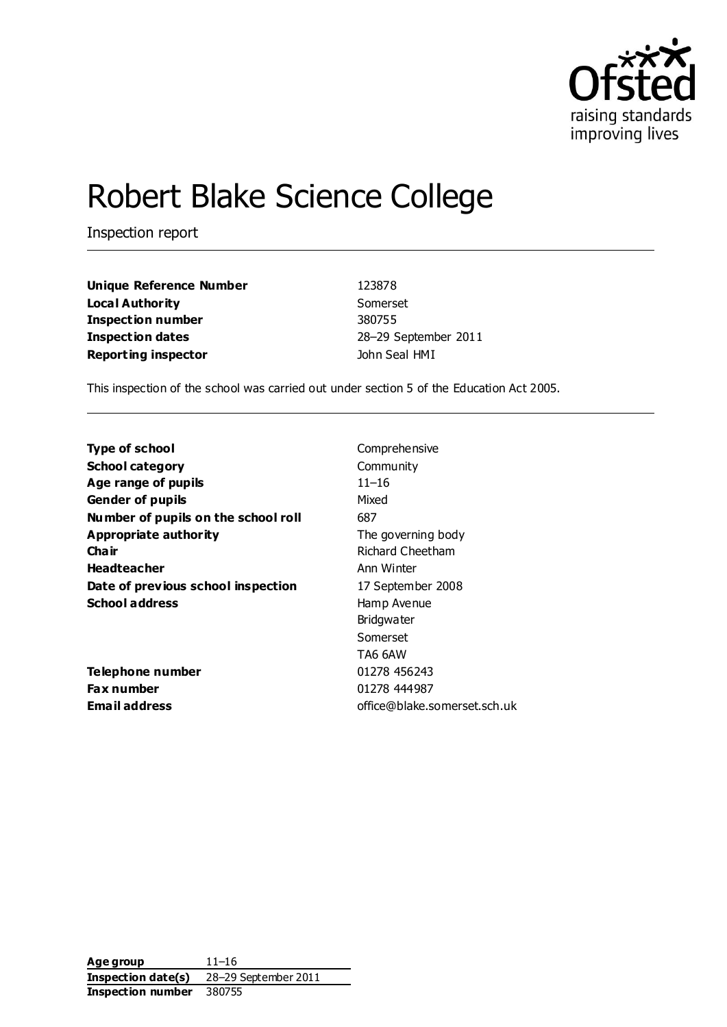# Robert Blake Science College

Inspection report

| | |
|---|---|
| **Unique Reference Number** | 123878 |
| **Local Authority** | Somerset |
| **Inspection number** | 380755 |
| **Inspection dates** | 28–29 September 2011 |
| **Reporting inspector** | John Seal HMI |

This inspection of the school was carried out under section 5 of the Education Act 2005.

| | |
|---|---|
| **Type of school** | Comprehensive |
| **School category** | Community |
| **Age range of pupils** | 11–16 |
| **Gender of pupils** | Mixed |
| **Number of pupils on the school roll** | 687 |
| **Appropriate authority** | The governing body |
| **Chair** | Richard Cheetham |
| **Headteacher** | Ann Winter |
| **Date of previous school inspection** | 17 September 2008 |
| **School address** | Hamp Avenue<br>Bridgwater<br>Somerset<br>TA6 6AW |
| **Telephone number** | 01278 456243 |
| **Fax number** | 01278 444987 |
| **Email address** | office@blake.somerset.sch.uk |

| | |
|---|---|
| **Age group** | 11–16 |
| **Inspection date(s)** | 28–29 September 2011 |
| **Inspection number** | 380755 |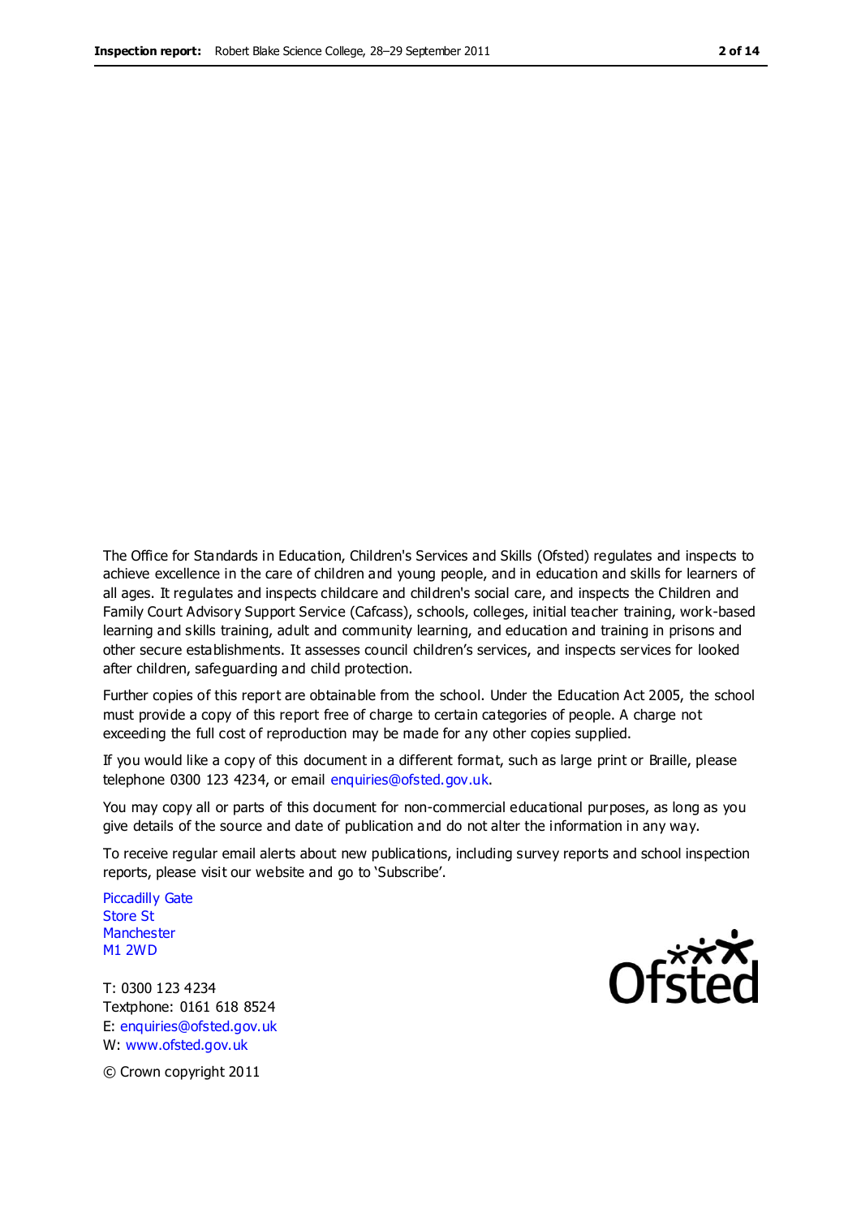The Office for Standards in Education, Children's Services and Skills (Ofsted) regulates and inspects to achieve excellence in the care of children and young people, and in education and skills for learners of all ages. It regulates and inspects childcare and children's social care, and inspects the Children and Family Court Advisory Support Service (Cafcass), schools, colleges, initial teacher training, work-based learning and skills training, adult and community learning, and education and training in prisons and other secure establishments. It assesses council children's services, and inspects services for looked after children, safeguarding and child protection.

Further copies of this report are obtainable from the school. Under the Education Act 2005, the school must provide a copy of this report free of charge to certain categories of people. A charge not exceeding the full cost of reproduction may be made for any other copies supplied.

If you would like a copy of this document in a different format, such as large print or Braille, please telephone 0300 123 4234, or email enquiries@ofsted.gov.uk.

You may copy all or parts of this document for non-commercial educational purposes, as long as you give details of the source and date of publication and do not alter the information in any way.

To receive regular email alerts about new publications, including survey reports and school inspection reports, please visit our website and go to 'Subscribe'.

Piccadilly Gate
Store St
Manchester
M1 2WD

T: 0300 123 4234
Textphone: 0161 618 8524
E: enquiries@ofsted.gov.uk
W: www.ofsted.gov.uk

© Crown copyright 2011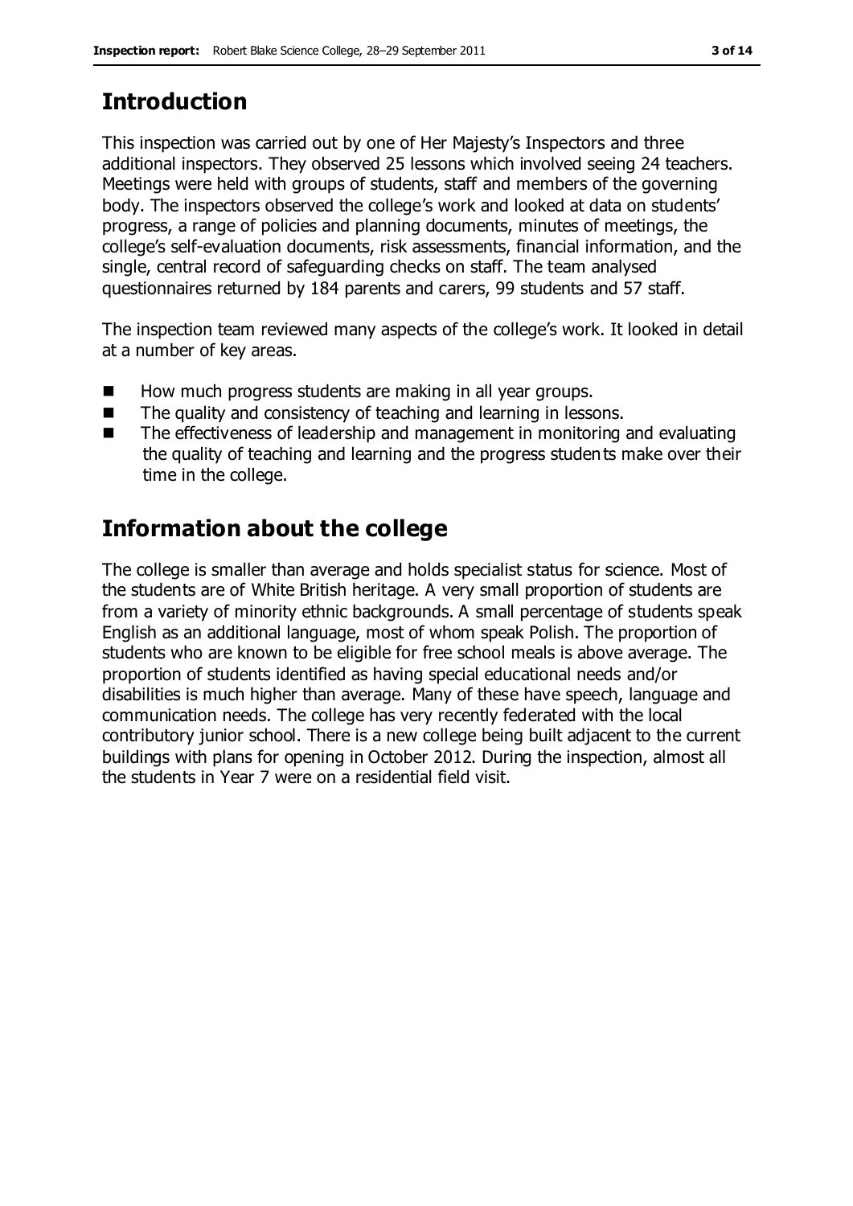# Introduction

This inspection was carried out by one of Her Majesty's Inspectors and three additional inspectors. They observed 25 lessons which involved seeing 24 teachers. Meetings were held with groups of students, staff and members of the governing body. The inspectors observed the college's work and looked at data on students' progress, a range of policies and planning documents, minutes of meetings, the college's self-evaluation documents, risk assessments, financial information, and the single, central record of safeguarding checks on staff. The team analysed questionnaires returned by 184 parents and carers, 99 students and 57 staff.

The inspection team reviewed many aspects of the college's work. It looked in detail at a number of key areas.

- How much progress students are making in all year groups.
- The quality and consistency of teaching and learning in lessons.
- The effectiveness of leadership and management in monitoring and evaluating the quality of teaching and learning and the progress students make over their time in the college.

# Information about the college

The college is smaller than average and holds specialist status for science. Most of the students are of White British heritage. A very small proportion of students are from a variety of minority ethnic backgrounds. A small percentage of students speak English as an additional language, most of whom speak Polish. The proportion of students who are known to be eligible for free school meals is above average. The proportion of students identified as having special educational needs and/or disabilities is much higher than average. Many of these have speech, language and communication needs. The college has very recently federated with the local contributory junior school. There is a new college being built adjacent to the current buildings with plans for opening in October 2012. During the inspection, almost all the students in Year 7 were on a residential field visit.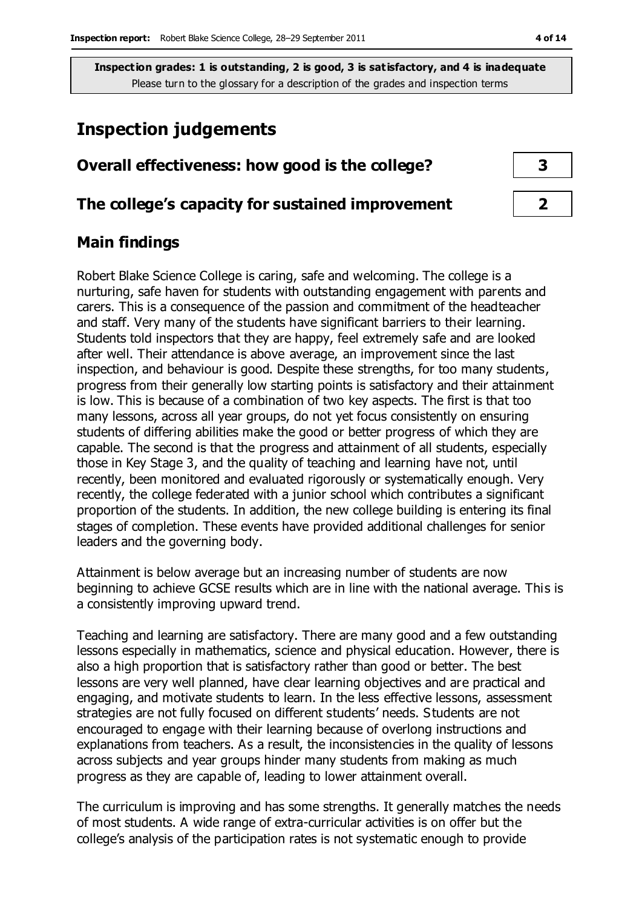**Inspection grades: 1 is outstanding, 2 is good, 3 is satisfactory, and 4 is inadequate**
Please turn to the glossary for a description of the grades and inspection terms

# Inspection judgements

| | |
|---|---|
| **Overall effectiveness: how good is the college?** | **3** |
| **The college's capacity for sustained improvement** | **2** |

## Main findings

Robert Blake Science College is caring, safe and welcoming. The college is a nurturing, safe haven for students with outstanding engagement with parents and carers. This is a consequence of the passion and commitment of the headteacher and staff. Very many of the students have significant barriers to their learning. Students told inspectors that they are happy, feel extremely safe and are looked after well. Their attendance is above average, an improvement since the last inspection, and behaviour is good. Despite these strengths, for too many students, progress from their generally low starting points is satisfactory and their attainment is low. This is because of a combination of two key aspects. The first is that too many lessons, across all year groups, do not yet focus consistently on ensuring students of differing abilities make the good or better progress of which they are capable. The second is that the progress and attainment of all students, especially those in Key Stage 3, and the quality of teaching and learning have not, until recently, been monitored and evaluated rigorously or systematically enough. Very recently, the college federated with a junior school which contributes a significant proportion of the students. In addition, the new college building is entering its final stages of completion. These events have provided additional challenges for senior leaders and the governing body.

Attainment is below average but an increasing number of students are now beginning to achieve GCSE results which are in line with the national average. This is a consistently improving upward trend.

Teaching and learning are satisfactory. There are many good and a few outstanding lessons especially in mathematics, science and physical education. However, there is also a high proportion that is satisfactory rather than good or better. The best lessons are very well planned, have clear learning objectives and are practical and engaging, and motivate students to learn. In the less effective lessons, assessment strategies are not fully focused on different students' needs. Students are not encouraged to engage with their learning because of overlong instructions and explanations from teachers. As a result, the inconsistencies in the quality of lessons across subjects and year groups hinder many students from making as much progress as they are capable of, leading to lower attainment overall.

The curriculum is improving and has some strengths. It generally matches the needs of most students. A wide range of extra-curricular activities is on offer but the college's analysis of the participation rates is not systematic enough to provide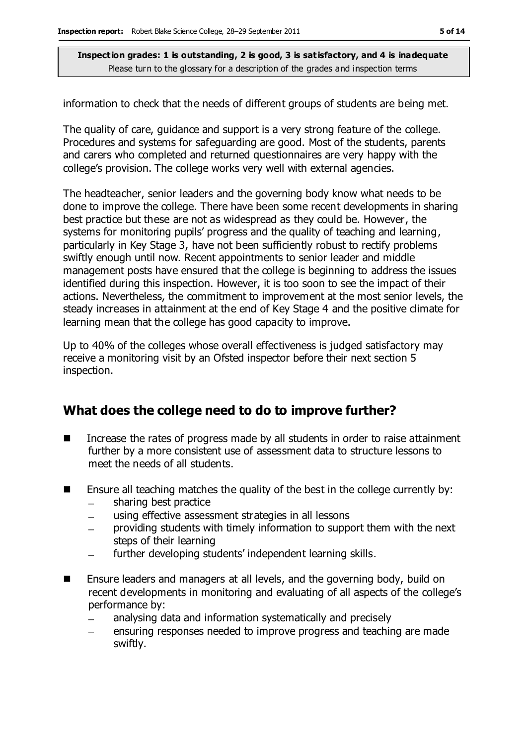information to check that the needs of different groups of students are being met.

The quality of care, guidance and support is a very strong feature of the college. Procedures and systems for safeguarding are good. Most of the students, parents and carers who completed and returned questionnaires are very happy with the college's provision. The college works very well with external agencies.

The headteacher, senior leaders and the governing body know what needs to be done to improve the college. There have been some recent developments in sharing best practice but these are not as widespread as they could be. However, the systems for monitoring pupils' progress and the quality of teaching and learning, particularly in Key Stage 3, have not been sufficiently robust to rectify problems swiftly enough until now. Recent appointments to senior leader and middle management posts have ensured that the college is beginning to address the issues identified during this inspection. However, it is too soon to see the impact of their actions. Nevertheless, the commitment to improvement at the most senior levels, the steady increases in attainment at the end of Key Stage 4 and the positive climate for learning mean that the college has good capacity to improve.

Up to 40% of the colleges whose overall effectiveness is judged satisfactory may receive a monitoring visit by an Ofsted inspector before their next section 5 inspection.

## What does the college need to do to improve further?

- Increase the rates of progress made by all students in order to raise attainment further by a more consistent use of assessment data to structure lessons to meet the needs of all students.
- Ensure all teaching matches the quality of the best in the college currently by:
  - sharing best practice
  - using effective assessment strategies in all lessons
  - providing students with timely information to support them with the next steps of their learning
  - further developing students' independent learning skills.
- Ensure leaders and managers at all levels, and the governing body, build on recent developments in monitoring and evaluating of all aspects of the college's performance by:
  - analysing data and information systematically and precisely
  - ensuring responses needed to improve progress and teaching are made swiftly.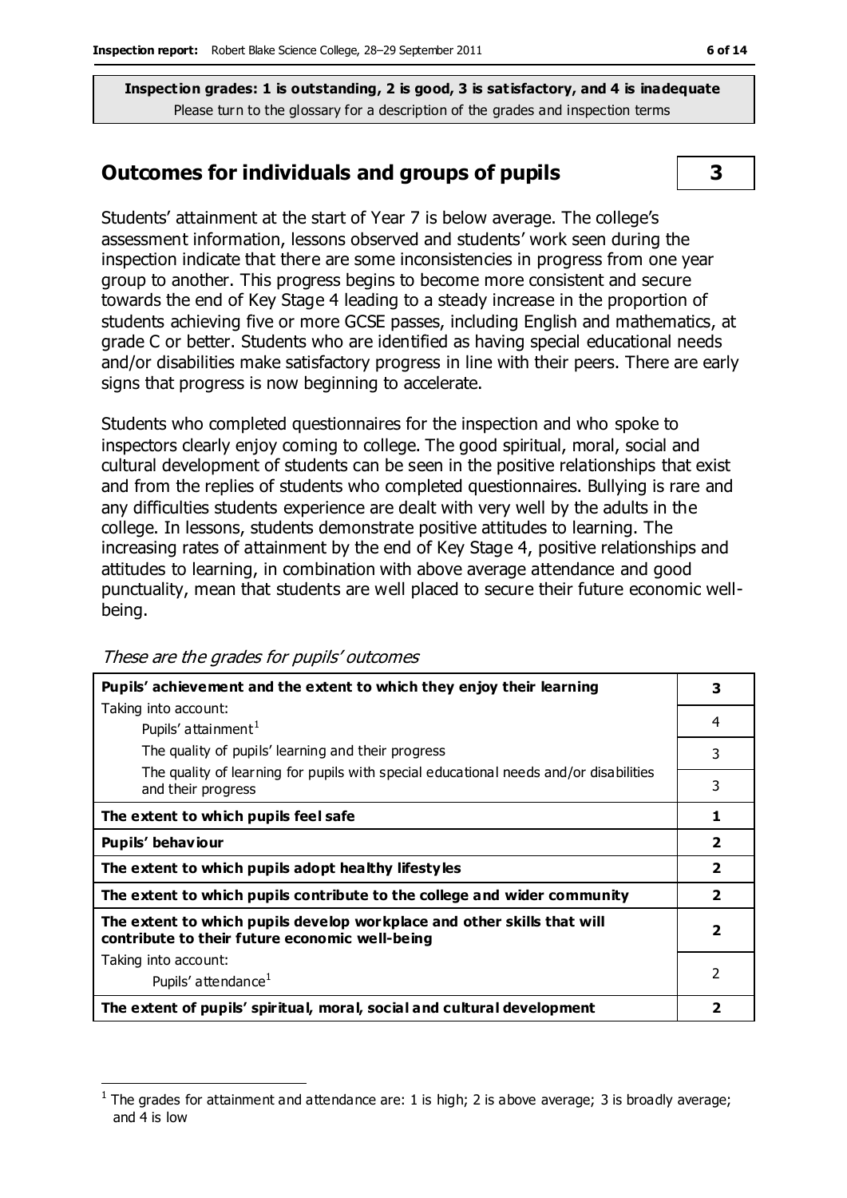**Inspection grades: 1 is outstanding, 2 is good, 3 is satisfactory, and 4 is inadequate**
Please turn to the glossary for a description of the grades and inspection terms

## Outcomes for individuals and groups of pupils — 3

Students' attainment at the start of Year 7 is below average. The college's assessment information, lessons observed and students' work seen during the inspection indicate that there are some inconsistencies in progress from one year group to another. This progress begins to become more consistent and secure towards the end of Key Stage 4 leading to a steady increase in the proportion of students achieving five or more GCSE passes, including English and mathematics, at grade C or better. Students who are identified as having special educational needs and/or disabilities make satisfactory progress in line with their peers. There are early signs that progress is now beginning to accelerate.

Students who completed questionnaires for the inspection and who spoke to inspectors clearly enjoy coming to college. The good spiritual, moral, social and cultural development of students can be seen in the positive relationships that exist and from the replies of students who completed questionnaires. Bullying is rare and any difficulties students experience are dealt with very well by the adults in the college. In lessons, students demonstrate positive attitudes to learning. The increasing rates of attainment by the end of Key Stage 4, positive relationships and attitudes to learning, in combination with above average attendance and good punctuality, mean that students are well placed to secure their future economic well-being.

*These are the grades for pupils' outcomes*

| | |
|---|---|
| **Pupils' achievement and the extent to which they enjoy their learning** | **3** |
| Taking into account: Pupils' attainment[1] | 4 |
| The quality of pupils' learning and their progress | 3 |
| The quality of learning for pupils with special educational needs and/or disabilities and their progress | 3 |
| **The extent to which pupils feel safe** | **1** |
| **Pupils' behaviour** | **2** |
| **The extent to which pupils adopt healthy lifestyles** | **2** |
| **The extent to which pupils contribute to the college and wider community** | **2** |
| **The extent to which pupils develop workplace and other skills that will contribute to their future economic well-being** | **2** |
| Taking into account: Pupils' attendance[1] | 2 |
| **The extent of pupils' spiritual, moral, social and cultural development** | **2** |

[1] The grades for attainment and attendance are: 1 is high; 2 is above average; 3 is broadly average; and 4 is low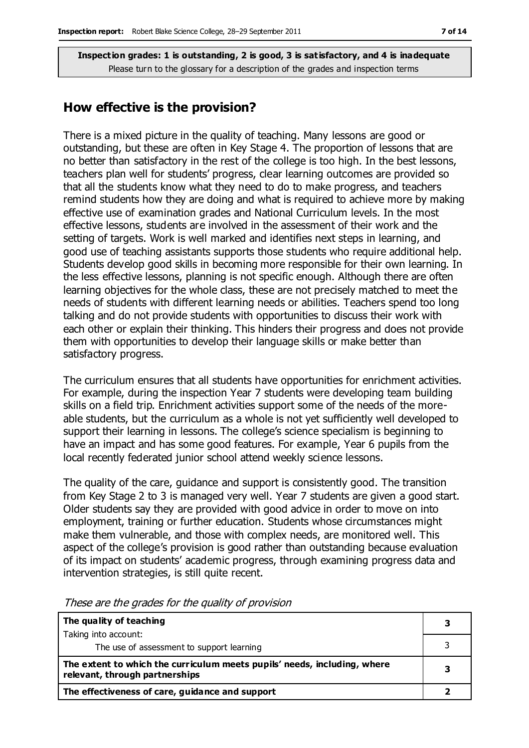**Inspection grades: 1 is outstanding, 2 is good, 3 is satisfactory, and 4 is inadequate**
Please turn to the glossary for a description of the grades and inspection terms

## How effective is the provision?

There is a mixed picture in the quality of teaching. Many lessons are good or outstanding, but these are often in Key Stage 4. The proportion of lessons that are no better than satisfactory in the rest of the college is too high. In the best lessons, teachers plan well for students' progress, clear learning outcomes are provided so that all the students know what they need to do to make progress, and teachers remind students how they are doing and what is required to achieve more by making effective use of examination grades and National Curriculum levels. In the most effective lessons, students are involved in the assessment of their work and the setting of targets. Work is well marked and identifies next steps in learning, and good use of teaching assistants supports those students who require additional help. Students develop good skills in becoming more responsible for their own learning. In the less effective lessons, planning is not specific enough. Although there are often learning objectives for the whole class, these are not precisely matched to meet the needs of students with different learning needs or abilities. Teachers spend too long talking and do not provide students with opportunities to discuss their work with each other or explain their thinking. This hinders their progress and does not provide them with opportunities to develop their language skills or make better than satisfactory progress.

The curriculum ensures that all students have opportunities for enrichment activities. For example, during the inspection Year 7 students were developing team building skills on a field trip. Enrichment activities support some of the needs of the more-able students, but the curriculum as a whole is not yet sufficiently well developed to support their learning in lessons. The college's science specialism is beginning to have an impact and has some good features. For example, Year 6 pupils from the local recently federated junior school attend weekly science lessons.

The quality of the care, guidance and support is consistently good. The transition from Key Stage 2 to 3 is managed very well. Year 7 students are given a good start. Older students say they are provided with good advice in order to move on into employment, training or further education. Students whose circumstances might make them vulnerable, and those with complex needs, are monitored well. This aspect of the college's provision is good rather than outstanding because evaluation of its impact on students' academic progress, through examining progress data and intervention strategies, is still quite recent.

*These are the grades for the quality of provision*

| | |
|---|---|
| **The quality of teaching**<br>Taking into account: | **3** |
| The use of assessment to support learning | 3 |
| **The extent to which the curriculum meets pupils' needs, including, where relevant, through partnerships** | **3** |
| **The effectiveness of care, guidance and support** | **2** |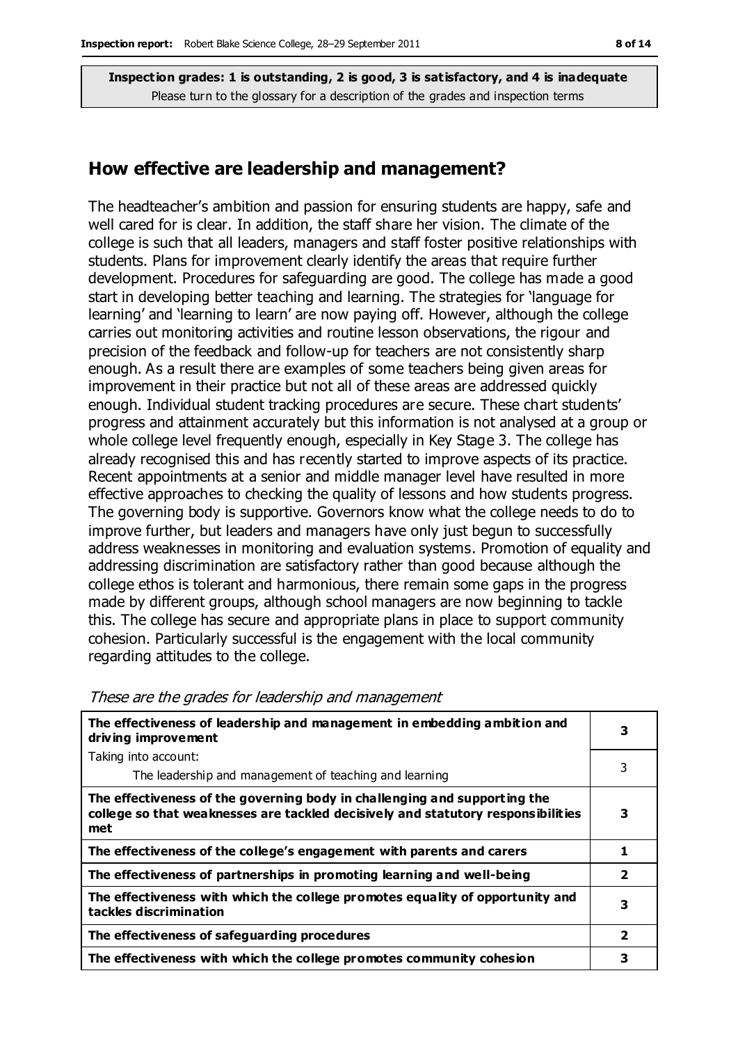**Inspection grades: 1 is outstanding, 2 is good, 3 is satisfactory, and 4 is inadequate**
Please turn to the glossary for a description of the grades and inspection terms

## How effective are leadership and management?

The headteacher's ambition and passion for ensuring students are happy, safe and well cared for is clear. In addition, the staff share her vision. The climate of the college is such that all leaders, managers and staff foster positive relationships with students. Plans for improvement clearly identify the areas that require further development. Procedures for safeguarding are good. The college has made a good start in developing better teaching and learning. The strategies for 'language for learning' and 'learning to learn' are now paying off. However, although the college carries out monitoring activities and routine lesson observations, the rigour and precision of the feedback and follow-up for teachers are not consistently sharp enough. As a result there are examples of some teachers being given areas for improvement in their practice but not all of these areas are addressed quickly enough. Individual student tracking procedures are secure. These chart students' progress and attainment accurately but this information is not analysed at a group or whole college level frequently enough, especially in Key Stage 3. The college has already recognised this and has recently started to improve aspects of its practice. Recent appointments at a senior and middle manager level have resulted in more effective approaches to checking the quality of lessons and how students progress. The governing body is supportive. Governors know what the college needs to do to improve further, but leaders and managers have only just begun to successfully address weaknesses in monitoring and evaluation systems. Promotion of equality and addressing discrimination are satisfactory rather than good because although the college ethos is tolerant and harmonious, there remain some gaps in the progress made by different groups, although school managers are now beginning to tackle this. The college has secure and appropriate plans in place to support community cohesion. Particularly successful is the engagement with the local community regarding attitudes to the college.

*These are the grades for leadership and management*

| | |
|---|---|
| **The effectiveness of leadership and management in embedding ambition and driving improvement** | **3** |
| Taking into account:<br>The leadership and management of teaching and learning | 3 |
| **The effectiveness of the governing body in challenging and supporting the college so that weaknesses are tackled decisively and statutory responsibilities met** | **3** |
| **The effectiveness of the college's engagement with parents and carers** | **1** |
| **The effectiveness of partnerships in promoting learning and well-being** | **2** |
| **The effectiveness with which the college promotes equality of opportunity and tackles discrimination** | **3** |
| **The effectiveness of safeguarding procedures** | **2** |
| **The effectiveness with which the college promotes community cohesion** | **3** |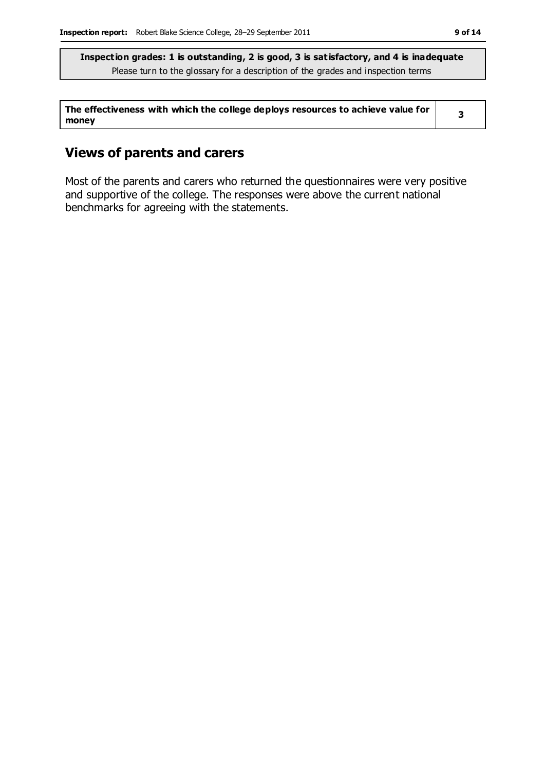**Inspection grades: 1 is outstanding, 2 is good, 3 is satisfactory, and 4 is inadequate**
Please turn to the glossary for a description of the grades and inspection terms

| **The effectiveness with which the college deploys resources to achieve value for money** | **3** |
|---|---|

## Views of parents and carers

Most of the parents and carers who returned the questionnaires were very positive and supportive of the college. The responses were above the current national benchmarks for agreeing with the statements.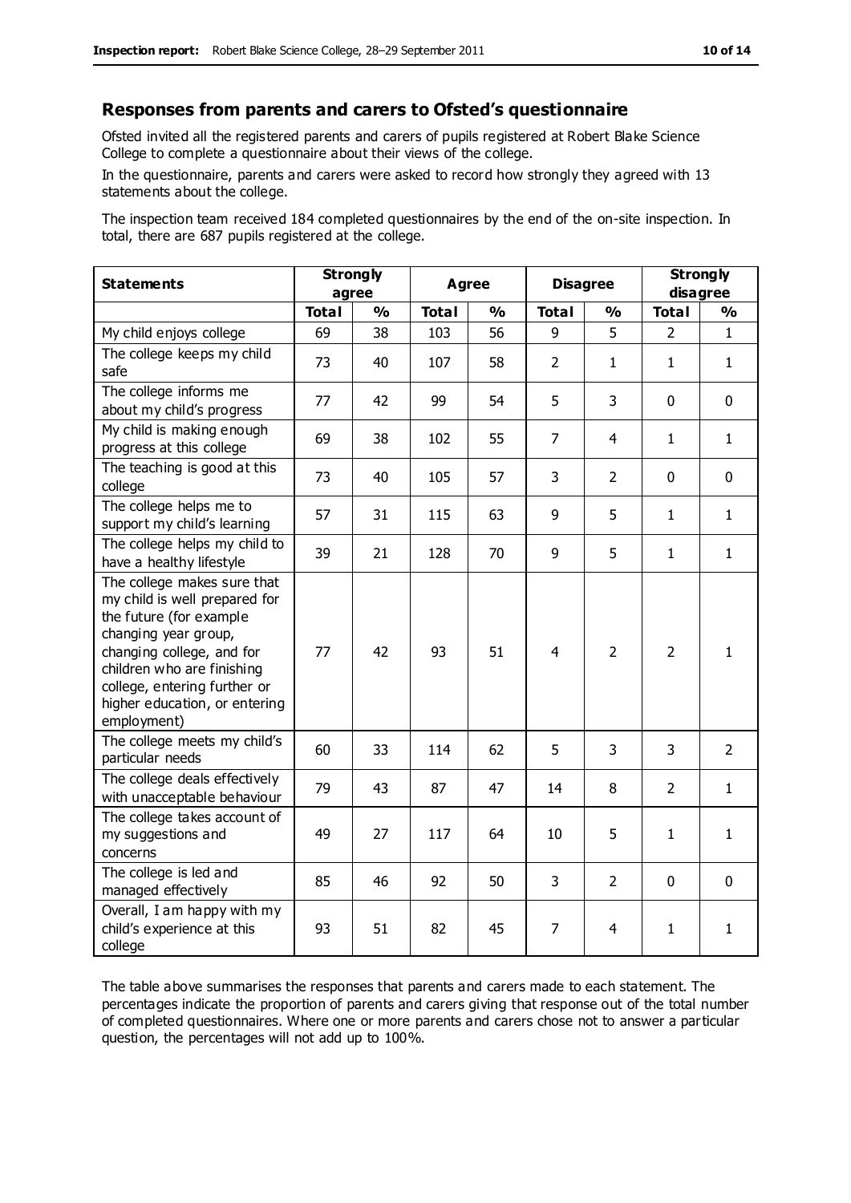## Responses from parents and carers to Ofsted's questionnaire

Ofsted invited all the registered parents and carers of pupils registered at Robert Blake Science College to complete a questionnaire about their views of the college.

In the questionnaire, parents and carers were asked to record how strongly they agreed with 13 statements about the college.

The inspection team received 184 completed questionnaires by the end of the on-site inspection. In total, there are 687 pupils registered at the college.

| Statements | Strongly agree | | Agree | | Disagree | | Strongly disagree | |
|---|---|---|---|---|---|---|---|---|
| | Total | % | Total | % | Total | % | Total | % |
| My child enjoys college | 69 | 38 | 103 | 56 | 9 | 5 | 2 | 1 |
| The college keeps my child safe | 73 | 40 | 107 | 58 | 2 | 1 | 1 | 1 |
| The college informs me about my child's progress | 77 | 42 | 99 | 54 | 5 | 3 | 0 | 0 |
| My child is making enough progress at this college | 69 | 38 | 102 | 55 | 7 | 4 | 1 | 1 |
| The teaching is good at this college | 73 | 40 | 105 | 57 | 3 | 2 | 0 | 0 |
| The college helps me to support my child's learning | 57 | 31 | 115 | 63 | 9 | 5 | 1 | 1 |
| The college helps my child to have a healthy lifestyle | 39 | 21 | 128 | 70 | 9 | 5 | 1 | 1 |
| The college makes sure that my child is well prepared for the future (for example changing year group, changing college, and for children who are finishing college, entering further or higher education, or entering employment) | 77 | 42 | 93 | 51 | 4 | 2 | 2 | 1 |
| The college meets my child's particular needs | 60 | 33 | 114 | 62 | 5 | 3 | 3 | 2 |
| The college deals effectively with unacceptable behaviour | 79 | 43 | 87 | 47 | 14 | 8 | 2 | 1 |
| The college takes account of my suggestions and concerns | 49 | 27 | 117 | 64 | 10 | 5 | 1 | 1 |
| The college is led and managed effectively | 85 | 46 | 92 | 50 | 3 | 2 | 0 | 0 |
| Overall, I am happy with my child's experience at this college | 93 | 51 | 82 | 45 | 7 | 4 | 1 | 1 |

The table above summarises the responses that parents and carers made to each statement. The percentages indicate the proportion of parents and carers giving that response out of the total number of completed questionnaires. Where one or more parents and carers chose not to answer a particular question, the percentages will not add up to 100%.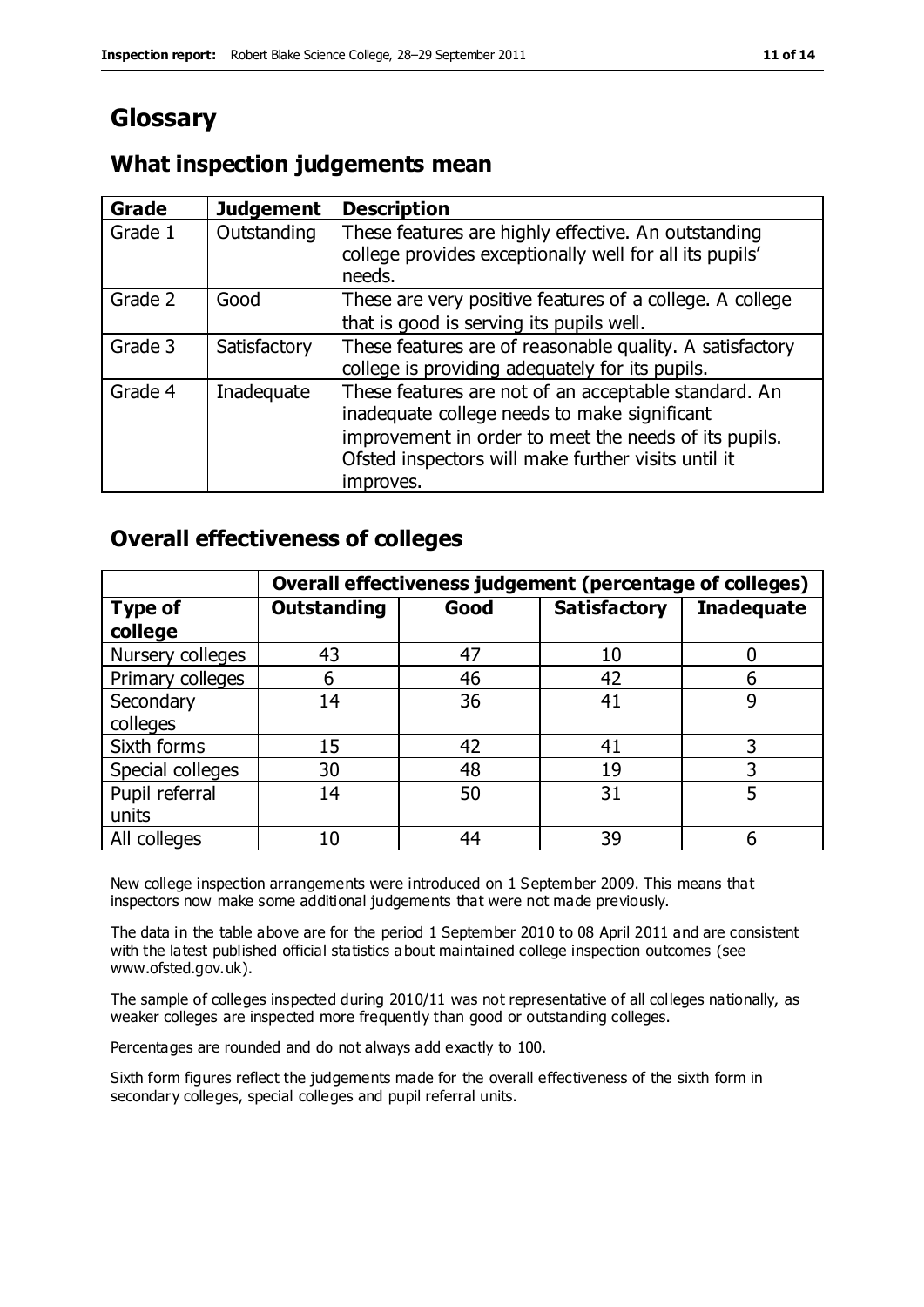# Glossary

## What inspection judgements mean

| Grade | Judgement | Description |
|---|---|---|
| Grade 1 | Outstanding | These features are highly effective. An outstanding college provides exceptionally well for all its pupils' needs. |
| Grade 2 | Good | These are very positive features of a college. A college that is good is serving its pupils well. |
| Grade 3 | Satisfactory | These features are of reasonable quality. A satisfactory college is providing adequately for its pupils. |
| Grade 4 | Inadequate | These features are not of an acceptable standard. An inadequate college needs to make significant improvement in order to meet the needs of its pupils. Ofsted inspectors will make further visits until it improves. |

## Overall effectiveness of colleges

| | Overall effectiveness judgement (percentage of colleges) | | | |
|---|---|---|---|---|
| **Type of college** | **Outstanding** | **Good** | **Satisfactory** | **Inadequate** |
| Nursery colleges | 43 | 47 | 10 | 0 |
| Primary colleges | 6 | 46 | 42 | 6 |
| Secondary colleges | 14 | 36 | 41 | 9 |
| Sixth forms | 15 | 42 | 41 | 3 |
| Special colleges | 30 | 48 | 19 | 3 |
| Pupil referral units | 14 | 50 | 31 | 5 |
| All colleges | 10 | 44 | 39 | 6 |

New college inspection arrangements were introduced on 1 September 2009. This means that inspectors now make some additional judgements that were not made previously.

The data in the table above are for the period 1 September 2010 to 08 April 2011 and are consistent with the latest published official statistics about maintained college inspection outcomes (see www.ofsted.gov.uk).

The sample of colleges inspected during 2010/11 was not representative of all colleges nationally, as weaker colleges are inspected more frequently than good or outstanding colleges.

Percentages are rounded and do not always add exactly to 100.

Sixth form figures reflect the judgements made for the overall effectiveness of the sixth form in secondary colleges, special colleges and pupil referral units.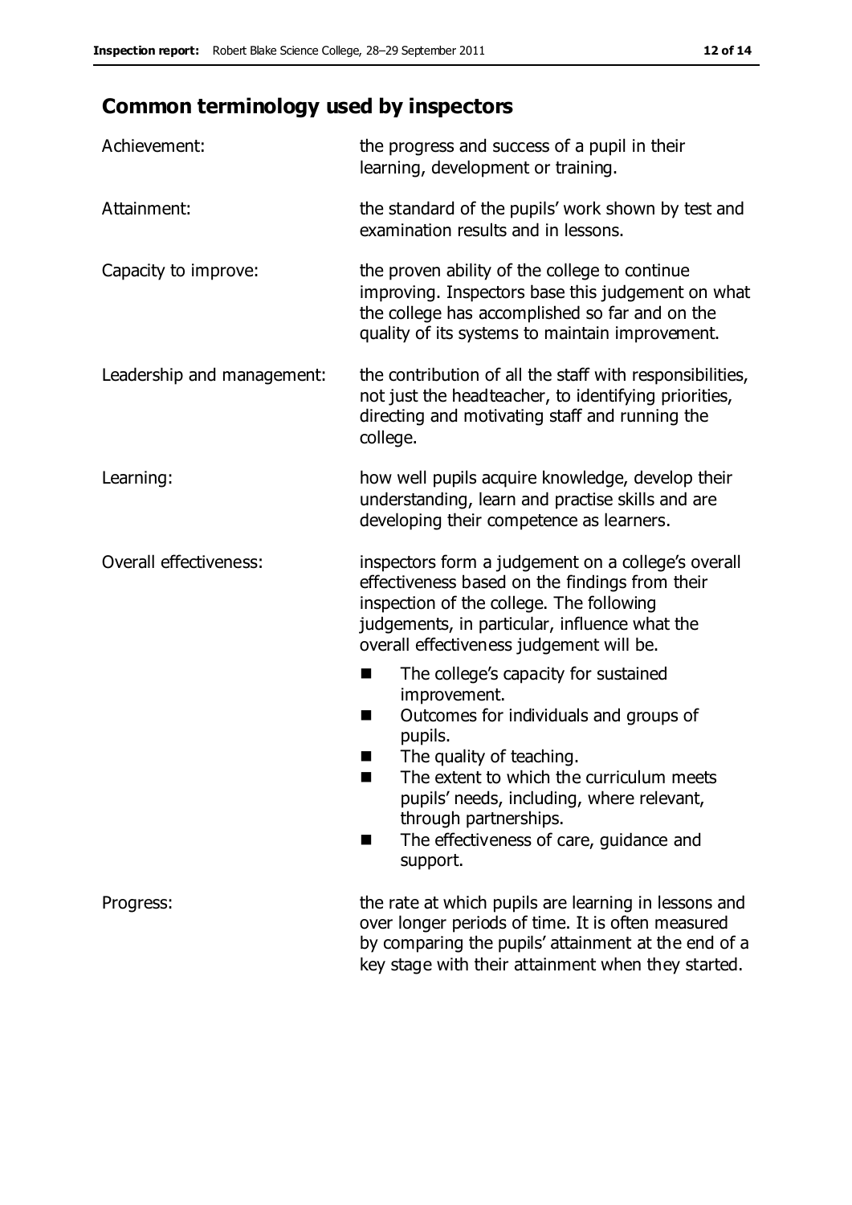## Common terminology used by inspectors

**Achievement:** the progress and success of a pupil in their learning, development or training.

**Attainment:** the standard of the pupils' work shown by test and examination results and in lessons.

**Capacity to improve:** the proven ability of the college to continue improving. Inspectors base this judgement on what the college has accomplished so far and on the quality of its systems to maintain improvement.

**Leadership and management:** the contribution of all the staff with responsibilities, not just the headteacher, to identifying priorities, directing and motivating staff and running the college.

**Learning:** how well pupils acquire knowledge, develop their understanding, learn and practise skills and are developing their competence as learners.

**Overall effectiveness:** inspectors form a judgement on a college's overall effectiveness based on the findings from their inspection of the college. The following judgements, in particular, influence what the overall effectiveness judgement will be.

- The college's capacity for sustained improvement.
- Outcomes for individuals and groups of pupils.
- The quality of teaching.
- The extent to which the curriculum meets pupils' needs, including, where relevant, through partnerships.
- The effectiveness of care, guidance and support.

**Progress:** the rate at which pupils are learning in lessons and over longer periods of time. It is often measured by comparing the pupils' attainment at the end of a key stage with their attainment when they started.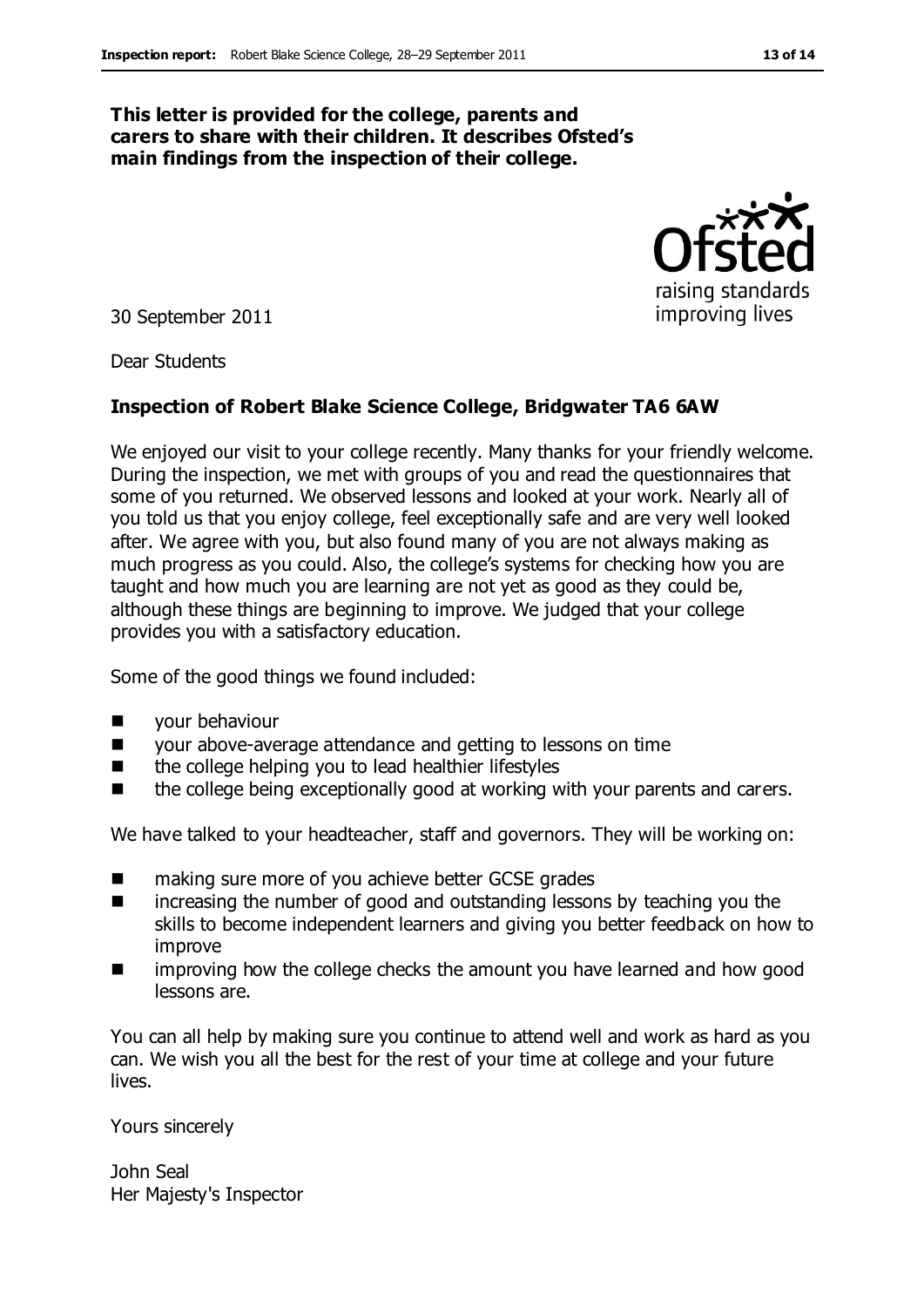**This letter is provided for the college, parents and carers to share with their children. It describes Ofsted's main findings from the inspection of their college.**

30 September 2011

Dear Students

**Inspection of Robert Blake Science College, Bridgwater TA6 6AW**

We enjoyed our visit to your college recently. Many thanks for your friendly welcome. During the inspection, we met with groups of you and read the questionnaires that some of you returned. We observed lessons and looked at your work. Nearly all of you told us that you enjoy college, feel exceptionally safe and are very well looked after. We agree with you, but also found many of you are not always making as much progress as you could. Also, the college's systems for checking how you are taught and how much you are learning are not yet as good as they could be, although these things are beginning to improve. We judged that your college provides you with a satisfactory education.

Some of the good things we found included:

- your behaviour
- your above-average attendance and getting to lessons on time
- the college helping you to lead healthier lifestyles
- the college being exceptionally good at working with your parents and carers.

We have talked to your headteacher, staff and governors. They will be working on:

- making sure more of you achieve better GCSE grades
- increasing the number of good and outstanding lessons by teaching you the skills to become independent learners and giving you better feedback on how to improve
- improving how the college checks the amount you have learned and how good lessons are.

You can all help by making sure you continue to attend well and work as hard as you can. We wish you all the best for the rest of your time at college and your future lives.

Yours sincerely

John Seal
Her Majesty's Inspector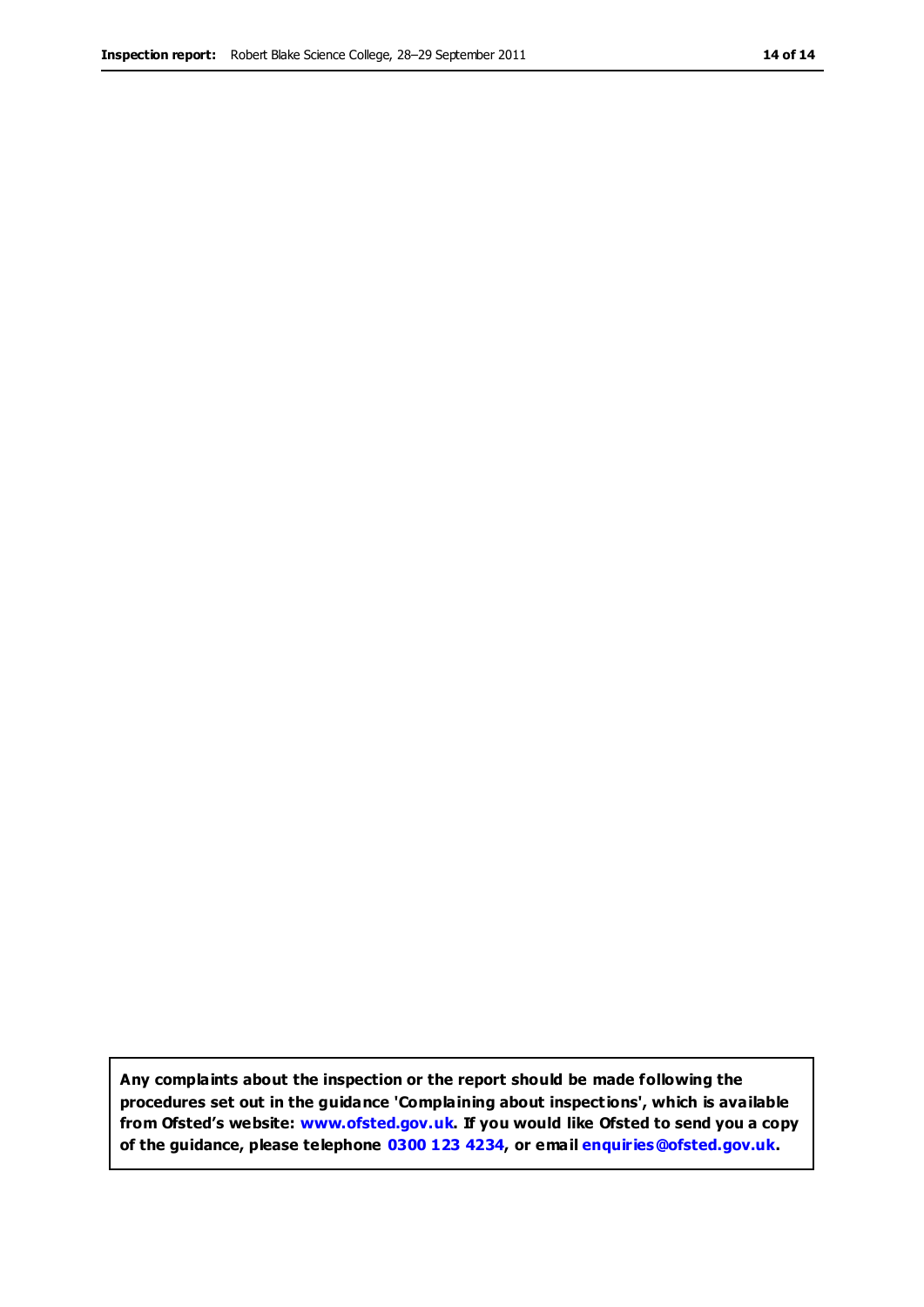**Any complaints about the inspection or the report should be made following the procedures set out in the guidance 'Complaining about inspections', which is available from Ofsted's website: www.ofsted.gov.uk. If you would like Ofsted to send you a copy of the guidance, please telephone 0300 123 4234, or email enquiries@ofsted.gov.uk.**